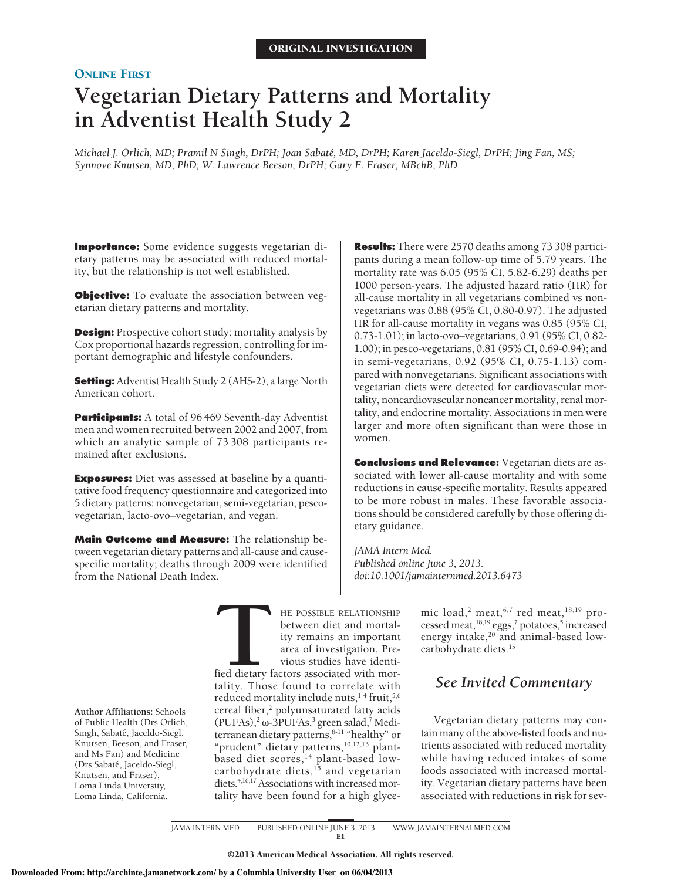ORIGINAL INVESTIGATION

ONLINE FIRST

# Vegetarian Dietary Patterns and Mortality in Adventist Health Study 2

*Michael J. Orlich, MD; Pramil N Singh, DrPH; Joan Sabaté, MD, DrPH; Karen Jaceldo-Siegl, DrPH; Jing Fan, MS; Synnove Knutsen, MD, PhD; W. Lawrence Beeson, DrPH; Gary E. Fraser, MBChB, PhD*

**Importance:** Some evidence suggests vegetarian dietary patterns may be associated with reduced mortality, but the relationship is not well established.

**Objective:** To evaluate the association between vegetarian dietary patterns and mortality.

**Design:** Prospective cohort study; mortality analysis by Cox proportional hazards regression, controlling for important demographic and lifestyle confounders.

**Setting:** Adventist Health Study 2 (AHS-2), a large North American cohort.

**Participants:** A total of 96 469 Seventh-day Adventist men and women recruited between 2002 and 2007, from which an analytic sample of 73 308 participants remained after exclusions.

**Exposures:** Diet was assessed at baseline by a quantitative food frequency questionnaire and categorized into 5 dietary patterns: nonvegetarian, semi-vegetarian, pesco-vegetarian, lacto-ovo–vegetarian, and vegan.

**Main Outcome and Measure:** The relationship between vegetarian dietary patterns and all-cause and cause-specific mortality; deaths through 2009 were identified from the National Death Index.

**Results:** There were 2570 deaths among 73 308 participants during a mean follow-up time of 5.79 years. The mortality rate was 6.05 (95% CI, 5.82-6.29) deaths per 1000 person-years. The adjusted hazard ratio (HR) for all-cause mortality in all vegetarians combined vs nonvegetarians was 0.88 (95% CI, 0.80-0.97). The adjusted HR for all-cause mortality in vegans was 0.85 (95% CI, 0.73-1.01); in lacto-ovo–vegetarians, 0.91 (95% CI, 0.82-1.00); in pesco-vegetarians, 0.81 (95% CI, 0.69-0.94); and in semi-vegetarians, 0.92 (95% CI, 0.75-1.13) compared with nonvegetarians. Significant associations with vegetarian diets were detected for cardiovascular mortality, noncardiovascular noncancer mortality, renal mortality, and endocrine mortality. Associations in men were larger and more often significant than were those in women.

**Conclusions and Relevance:** Vegetarian diets are associated with lower all-cause mortality and with some reductions in cause-specific mortality. Results appeared to be more robust in males. These favorable associations should be considered carefully by those offering dietary guidance.

*JAMA Intern Med.*
*Published online June 3, 2013.*
*doi:10.1001/jamainternmed.2013.6473*

**Author Affiliations:** Schools of Public Health (Drs Orlich, Singh, Sabaté, Jaceldo-Siegl, Knutsen, Beeson, and Fraser, and Ms Fan) and Medicine (Drs Sabaté, Jaceldo-Siegl, Knutsen, and Fraser), Loma Linda University, Loma Linda, California.

THE POSSIBLE RELATIONSHIP between diet and mortality remains an important area of investigation. Previous studies have identified dietary factors associated with mortality. Those found to correlate with reduced mortality include nuts,[1-4] fruit,[5,6] cereal fiber,[2] polyunsaturated fatty acids (PUFAs),[2] ω-3PUFAs,[3] green salad,[7] Mediterranean dietary patterns,[8-11] "healthy" or "prudent" dietary patterns,[10,12,13] plant-based diet scores,[14] plant-based low-carbohydrate diets,[15] and vegetarian diets.[4,16,17] Associations with increased mortality have been found for a high glycemic load,[2] meat,[6,7] red meat,[18,19] processed meat,[18,19] eggs,[7] potatoes,[5] increased energy intake,[20] and animal-based low-carbohydrate diets.[15]

*See Invited Commentary*

Vegetarian dietary patterns may contain many of the above-listed foods and nutrients associated with reduced mortality while having reduced intakes of some foods associated with increased mortality. Vegetarian dietary patterns have been associated with reductions in risk for sev-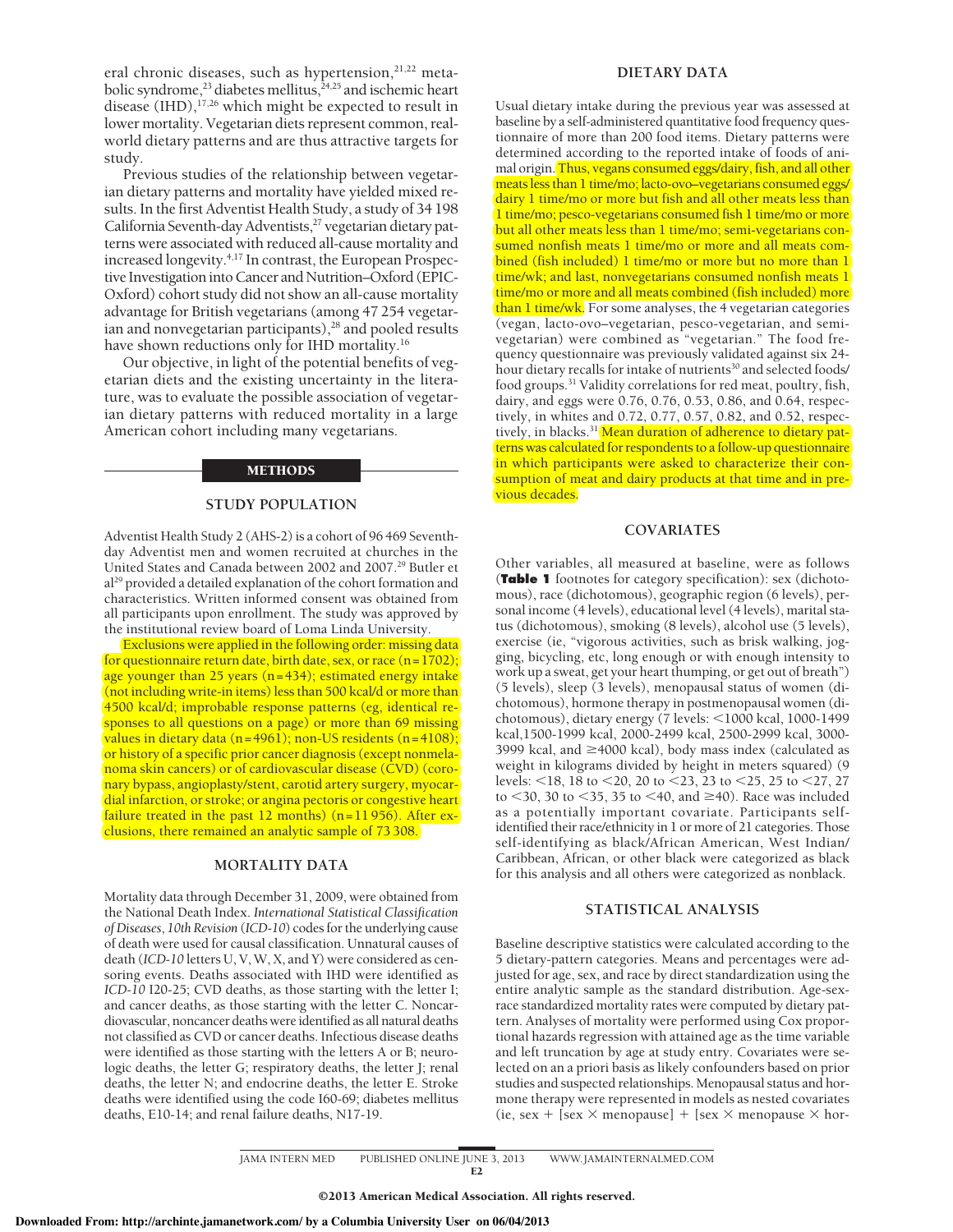eral chronic diseases, such as hypertension,[21,22] metabolic syndrome,[23] diabetes mellitus,[24,25] and ischemic heart disease (IHD),[17,26] which might be expected to result in lower mortality. Vegetarian diets represent common, real-world dietary patterns and are thus attractive targets for study.

Previous studies of the relationship between vegetarian dietary patterns and mortality have yielded mixed results. In the first Adventist Health Study, a study of 34 198 California Seventh-day Adventists,[27] vegetarian dietary patterns were associated with reduced all-cause mortality and increased longevity.[4,17] In contrast, the European Prospective Investigation into Cancer and Nutrition–Oxford (EPIC-Oxford) cohort study did not show an all-cause mortality advantage for British vegetarians (among 47 254 vegetarian and nonvegetarian participants),[28] and pooled results have shown reductions only for IHD mortality.[16]

Our objective, in light of the potential benefits of vegetarian diets and the existing uncertainty in the literature, was to evaluate the possible association of vegetarian dietary patterns with reduced mortality in a large American cohort including many vegetarians.

## METHODS

### STUDY POPULATION

Adventist Health Study 2 (AHS-2) is a cohort of 96 469 Seventh-day Adventist men and women recruited at churches in the United States and Canada between 2002 and 2007.[29] Butler et al[29] provided a detailed explanation of the cohort formation and characteristics. Written informed consent was obtained from all participants upon enrollment. The study was approved by the institutional review board of Loma Linda University.

Exclusions were applied in the following order: missing data for questionnaire return date, birth date, sex, or race (n = 1702); age younger than 25 years (n = 434); estimated energy intake (not including write-in items) less than 500 kcal/d or more than 4500 kcal/d; improbable response patterns (eg, identical responses to all questions on a page) or more than 69 missing values in dietary data (n = 4961); non-US residents (n = 4108); or history of a specific prior cancer diagnosis (except nonmelanoma skin cancers) or of cardiovascular disease (CVD) (coronary bypass, angioplasty/stent, carotid artery surgery, myocardial infarction, or stroke; or angina pectoris or congestive heart failure treated in the past 12 months) (n = 11 956). After exclusions, there remained an analytic sample of 73 308.

### MORTALITY DATA

Mortality data through December 31, 2009, were obtained from the National Death Index. *International Statistical Classification of Diseases, 10th Revision* (*ICD-10*) codes for the underlying cause of death were used for causal classification. Unnatural causes of death (*ICD-10* letters U, V, W, X, and Y) were considered as censoring events. Deaths associated with IHD were identified as *ICD-10* I20-25; CVD deaths, as those starting with the letter I; and cancer deaths, as those starting with the letter C. Noncardiovascular, noncancer deaths were identified as all natural deaths not classified as CVD or cancer deaths. Infectious disease deaths were identified as those starting with the letters A or B; neurologic deaths, the letter G; respiratory deaths, the letter J; renal deaths, the letter N; and endocrine deaths, the letter E. Stroke deaths were identified using the code I60-69; diabetes mellitus deaths, E10-14; and renal failure deaths, N17-19.

### DIETARY DATA

Usual dietary intake during the previous year was assessed at baseline by a self-administered quantitative food frequency questionnaire of more than 200 food items. Dietary patterns were determined according to the reported intake of foods of animal origin. Thus, vegans consumed eggs/dairy, fish, and all other meats less than 1 time/mo; lacto-ovo–vegetarians consumed eggs/dairy 1 time/mo or more but fish and all other meats less than 1 time/mo; pesco-vegetarians consumed fish 1 time/mo or more but all other meats less than 1 time/mo; semi-vegetarians consumed nonfish meats 1 time/mo or more and all meats combined (fish included) 1 time/mo or more but no more than 1 time/wk; and last, nonvegetarians consumed nonfish meats 1 time/mo or more and all meats combined (fish included) more than 1 time/wk. For some analyses, the 4 vegetarian categories (vegan, lacto-ovo–vegetarian, pesco-vegetarian, and semi-vegetarian) were combined as "vegetarian." The food frequency questionnaire was previously validated against six 24-hour dietary recalls for intake of nutrients[30] and selected foods/food groups.[31] Validity correlations for red meat, poultry, fish, dairy, and eggs were 0.76, 0.76, 0.53, 0.86, and 0.64, respectively, in whites and 0.72, 0.77, 0.57, 0.82, and 0.52, respectively, in blacks.[31] Mean duration of adherence to dietary patterns was calculated for respondents to a follow-up questionnaire in which participants were asked to characterize their consumption of meat and dairy products at that time and in previous decades.

### COVARIATES

Other variables, all measured at baseline, were as follows (**Table 1** footnotes for category specification): sex (dichotomous), race (dichotomous), geographic region (6 levels), personal income (4 levels), educational level (4 levels), marital status (dichotomous), smoking (8 levels), alcohol use (5 levels), exercise (ie, "vigorous activities, such as brisk walking, jogging, bicycling, etc, long enough or with enough intensity to work up a sweat, get your heart thumping, or get out of breath") (5 levels), sleep (3 levels), menopausal status of women (dichotomous), hormone therapy in postmenopausal women (dichotomous), dietary energy (7 levels: <1000 kcal, 1000-1499 kcal, 1500-1999 kcal, 2000-2499 kcal, 2500-2999 kcal, 3000-3999 kcal, and ≥4000 kcal), body mass index (calculated as weight in kilograms divided by height in meters squared) (9 levels: <18, 18 to <20, 20 to <23, 23 to <25, 25 to <27, 27 to <30, 30 to <35, 35 to <40, and ≥40). Race was included as a potentially important covariate. Participants self-identified their race/ethnicity in 1 or more of 21 categories. Those self-identifying as black/African American, West Indian/Caribbean, African, or other black were categorized as black for this analysis and all others were categorized as nonblack.

### STATISTICAL ANALYSIS

Baseline descriptive statistics were calculated according to the 5 dietary-pattern categories. Means and percentages were adjusted for age, sex, and race by direct standardization using the entire analytic sample as the standard distribution. Age-sex-race standardized mortality rates were computed by dietary pattern. Analyses of mortality were performed using Cox proportional hazards regression with attained age as the time variable and left truncation by age at study entry. Covariates were selected on an a priori basis as likely confounders based on prior studies and suspected relationships. Menopausal status and hormone therapy were represented in models as nested covariates (ie, sex + [sex × menopause] + [sex × menopause × hor-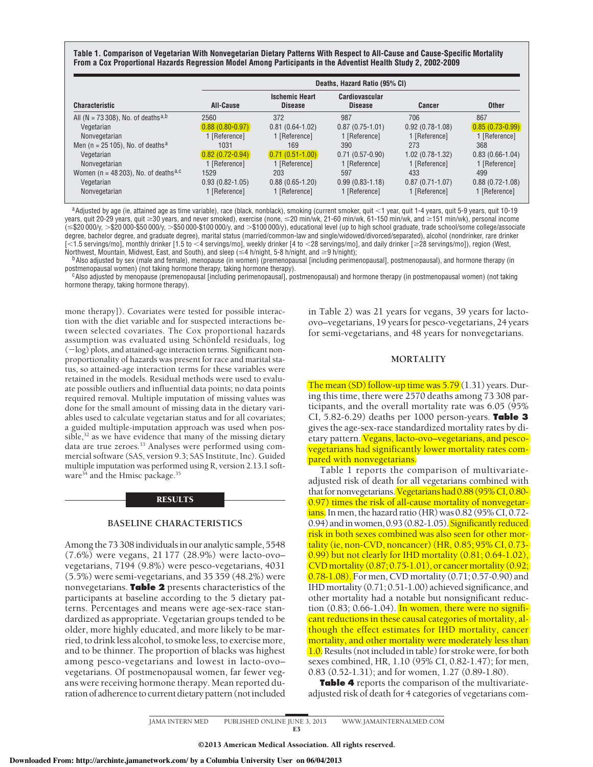**Table 1. Comparison of Vegetarian With Nonvegetarian Dietary Patterns With Respect to All-Cause and Cause-Specific Mortality From a Cox Proportional Hazards Regression Model Among Participants in the Adventist Health Study 2, 2002-2009**

| Characteristic | Deaths, Hazard Ratio (95% CI) | | | | |
|---|---|---|---|---|---|
| | All-Cause | Ischemic Heart Disease | Cardiovascular Disease | Cancer | Other |
| All (N = 73 308), No. of deaths[a,b] | 2560 | 372 | 987 | 706 | 867 |
| Vegetarian | 0.88 (0.80-0.97) | 0.81 (0.64-1.02) | 0.87 (0.75-1.01) | 0.92 (0.78-1.08) | 0.85 (0.73-0.99) |
| Nonvegetarian | 1 [Reference] | 1 [Reference] | 1 [Reference] | 1 [Reference] | 1 [Reference] |
| Men (n = 25 105), No. of deaths[a] | 1031 | 169 | 390 | 273 | 368 |
| Vegetarian | 0.82 (0.72-0.94) | 0.71 (0.51-1.00) | 0.71 (0.57-0.90) | 1.02 (0.78-1.32) | 0.83 (0.66-1.04) |
| Nonvegetarian | 1 [Reference] | 1 [Reference] | 1 [Reference] | 1 [Reference] | 1 [Reference] |
| Women (n = 48 203), No. of deaths[a,c] | 1529 | 203 | 597 | 433 | 499 |
| Vegetarian | 0.93 (0.82-1.05) | 0.88 (0.65-1.20) | 0.99 (0.83-1.18) | 0.87 (0.71-1.07) | 0.88 (0.72-1.08) |
| Nonvegetarian | 1 [Reference] | 1 [Reference] | 1 [Reference] | 1 [Reference] | 1 [Reference] |

[a] Adjusted by age (ie, attained age as time variable), race (black, nonblack), smoking (current smoker, quit <1 year, quit 1-4 years, quit 5-9 years, quit 10-19 years, quit 20-29 years, quit ≥30 years, and never smoked), exercise (none, ≤20 min/wk, 21-60 min/wk, 61-150 min/wk, and ≥151 min/wk), personal income (≤$20 000/y, >$20 000-$50 000/y, >$50 000-$100 000/y, and >$100 000/y), educational level (up to high school graduate, trade school/some college/associate degree, bachelor degree, and graduate degree), marital status (married/common-law and single/widowed/divorced/separated), alcohol (nondrinker, rare drinker [<1.5 servings/mo], monthly drinker [1.5 to <4 servings/mo], weekly drinker [4 to <28 servings/mo], and daily drinker [≥28 servings/mo]), region (West, Northwest, Mountain, Midwest, East, and South), and sleep (≤4 h/night, 5-8 h/night, and ≥9 h/night);

[b] Also adjusted by sex (male and female), menopause (in women) (premenopausal [including perimenopausal], postmenopausal), and hormone therapy (in postmenopausal women) (not taking hormone therapy, taking hormone therapy).

[c] Also adjusted by menopause (premenopausal [including perimenopausal], postmenopausal) and hormone therapy (in postmenopausal women) (not taking hormone therapy, taking hormone therapy).

mone therapy]). Covariates were tested for possible interaction with the diet variable and for suspected interactions between selected covariates. The Cox proportional hazards assumption was evaluated using Schönfeld residuals, log (−log) plots, and attained-age interaction terms. Significant nonproportionality of hazards was present for race and marital status, so attained-age interaction terms for these variables were retained in the models. Residual methods were used to evaluate possible outliers and influential data points; no data points required removal. Multiple imputation of missing values was done for the small amount of missing data in the dietary variables used to calculate vegetarian status and for all covariates; a guided multiple-imputation approach was used when possible,[32] as we have evidence that many of the missing dietary data are true zeroes.[33] Analyses were performed using commercial software (SAS, version 9.3; SAS Institute, Inc). Guided multiple imputation was performed using R, version 2.13.1 software[34] and the Hmisc package.[35]

## RESULTS

### BASELINE CHARACTERISTICS

Among the 73 308 individuals in our analytic sample, 5548 (7.6%) were vegans, 21 177 (28.9%) were lacto-ovo–vegetarians, 7194 (9.8%) were pesco-vegetarians, 4031 (5.5%) were semi-vegetarians, and 35 359 (48.2%) were nonvegetarians. **Table 2** presents characteristics of the participants at baseline according to the 5 dietary patterns. Percentages and means were age-sex-race standardized as appropriate. Vegetarian groups tended to be older, more highly educated, and more likely to be married, to drink less alcohol, to smoke less, to exercise more, and to be thinner. The proportion of blacks was highest among pesco-vegetarians and lowest in lacto-ovo–vegetarians. Of postmenopausal women, far fewer vegans were receiving hormone therapy. Mean reported duration of adherence to current dietary pattern (not included in Table 2) was 21 years for vegans, 39 years for lacto-ovo–vegetarians, 19 years for pesco-vegetarians, 24 years for semi-vegetarians, and 48 years for nonvegetarians.

### MORTALITY

The mean (SD) follow-up time was 5.79 (1.31) years. During this time, there were 2570 deaths among 73 308 participants, and the overall mortality rate was 6.05 (95% CI, 5.82-6.29) deaths per 1000 person-years. **Table 3** gives the age-sex-race standardized mortality rates by dietary pattern. Vegans, lacto-ovo–vegetarians, and pesco-vegetarians had significantly lower mortality rates compared with nonvegetarians.

Table 1 reports the comparison of multivariate-adjusted risk of death for all vegetarians combined with that for nonvegetarians. Vegetarians had 0.88 (95% CI, 0.80-0.97) times the risk of all-cause mortality of nonvegetarians. In men, the hazard ratio (HR) was 0.82 (95% CI, 0.72-0.94) and in women, 0.93 (0.82-1.05). Significantly reduced risk in both sexes combined was also seen for other mortality (ie, non-CVD, noncancer) (HR, 0.85; 95% CI, 0.73-0.99) but not clearly for IHD mortality (0.81; 0.64-1.02), CVD mortality (0.87; 0.75-1.01), or cancer mortality (0.92; 0.78-1.08). For men, CVD mortality (0.71; 0.57-0.90) and IHD mortality (0.71; 0.51-1.00) achieved significance, and other mortality had a notable but nonsignificant reduction (0.83; 0.66-1.04). In women, there were no significant reductions in these causal categories of mortality, although the effect estimates for IHD mortality, cancer mortality, and other mortality were moderately less than 1.0. Results (not included in table) for stroke were, for both sexes combined, HR, 1.10 (95% CI, 0.82-1.47); for men, 0.83 (0.52-1.31); and for women, 1.27 (0.89-1.80).

**Table 4** reports the comparison of the multivariate-adjusted risk of death for 4 categories of vegetarians com-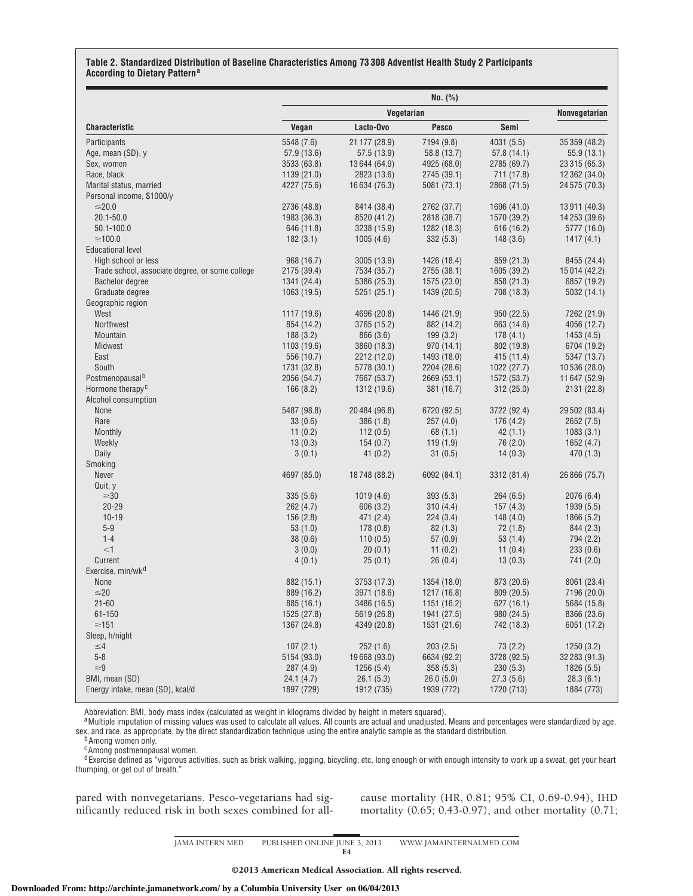**Table 2. Standardized Distribution of Baseline Characteristics Among 73 308 Adventist Health Study 2 Participants According to Dietary Pattern[a]**

| Characteristic | No. (%) | | | | |
|---|---|---|---|---|---|
| | Vegetarian | | | | Nonvegetarian |
| | Vegan | Lacto-Ovo | Pesco | Semi | |
| Participants | 5548 (7.6) | 21 177 (28.9) | 7194 (9.8) | 4031 (5.5) | 35 359 (48.2) |
| Age, mean (SD), y | 57.9 (13.6) | 57.5 (13.9) | 58.8 (13.7) | 57.8 (14.1) | 55.9 (13.1) |
| Sex, women | 3533 (63.8) | 13 644 (64.9) | 4925 (68.0) | 2785 (69.7) | 23 315 (65.3) |
| Race, black | 1139 (21.0) | 2823 (13.6) | 2745 (39.1) | 711 (17.8) | 12 362 (34.0) |
| Marital status, married | 4227 (75.6) | 16 634 (76.3) | 5081 (73.1) | 2868 (71.5) | 24 575 (70.3) |
| Personal income, $1000/y | | | | | |
| ≤20.0 | 2736 (48.8) | 8414 (38.4) | 2762 (37.7) | 1696 (41.0) | 13 911 (40.3) |
| 20.1-50.0 | 1983 (36.3) | 8520 (41.2) | 2818 (38.7) | 1570 (39.2) | 14 253 (39.6) |
| 50.1-100.0 | 646 (11.8) | 3238 (15.9) | 1282 (18.3) | 616 (16.2) | 5777 (16.0) |
| ≥100.0 | 182 (3.1) | 1005 (4.6) | 332 (5.3) | 148 (3.6) | 1417 (4.1) |
| Educational level | | | | | |
| High school or less | 968 (16.7) | 3005 (13.9) | 1426 (18.4) | 859 (21.3) | 8455 (24.4) |
| Trade school, associate degree, or some college | 2175 (39.4) | 7534 (35.7) | 2755 (38.1) | 1605 (39.2) | 15 014 (42.2) |
| Bachelor degree | 1341 (24.4) | 5386 (25.3) | 1575 (23.0) | 858 (21.3) | 6857 (19.2) |
| Graduate degree | 1063 (19.5) | 5251 (25.1) | 1439 (20.5) | 708 (18.3) | 5032 (14.1) |
| Geographic region | | | | | |
| West | 1117 (19.6) | 4696 (20.8) | 1446 (21.9) | 950 (22.5) | 7262 (21.9) |
| Northwest | 854 (14.2) | 3765 (15.2) | 882 (14.2) | 663 (14.6) | 4056 (12.7) |
| Mountain | 188 (3.2) | 866 (3.6) | 199 (3.2) | 178 (4.1) | 1453 (4.5) |
| Midwest | 1103 (19.6) | 3860 (18.3) | 970 (14.1) | 802 (19.8) | 6704 (19.2) |
| East | 556 (10.7) | 2212 (12.0) | 1493 (18.0) | 415 (11.4) | 5347 (13.7) |
| South | 1731 (32.8) | 5778 (30.1) | 2204 (28.6) | 1022 (27.7) | 10 536 (28.0) |
| Postmenopausal[b] | 2056 (54.7) | 7667 (53.7) | 2669 (53.1) | 1572 (53.7) | 11 647 (52.9) |
| Hormone therapy[c] | 166 (8.2) | 1312 (19.6) | 381 (16.7) | 312 (25.0) | 2131 (22.8) |
| Alcohol consumption | | | | | |
| None | 5487 (98.8) | 20 484 (96.8) | 6720 (92.5) | 3722 (92.4) | 29 502 (83.4) |
| Rare | 33 (0.6) | 386 (1.8) | 257 (4.0) | 176 (4.2) | 2652 (7.5) |
| Monthly | 11 (0.2) | 112 (0.5) | 68 (1.1) | 42 (1.1) | 1083 (3.1) |
| Weekly | 13 (0.3) | 154 (0.7) | 119 (1.9) | 76 (2.0) | 1652 (4.7) |
| Daily | 3 (0.1) | 41 (0.2) | 31 (0.5) | 14 (0.3) | 470 (1.3) |
| Smoking | | | | | |
| Never | 4697 (85.0) | 18 748 (88.2) | 6092 (84.1) | 3312 (81.4) | 26 866 (75.7) |
| Quit, y | | | | | |
| ≥30 | 335 (5.6) | 1019 (4.6) | 393 (5.3) | 264 (6.5) | 2076 (6.4) |
| 20-29 | 262 (4.7) | 606 (3.2) | 310 (4.4) | 157 (4.3) | 1939 (5.5) |
| 10-19 | 156 (2.8) | 471 (2.4) | 224 (3.4) | 148 (4.0) | 1866 (5.2) |
| 5-9 | 53 (1.0) | 178 (0.8) | 82 (1.3) | 72 (1.8) | 844 (2.3) |
| 1-4 | 38 (0.6) | 110 (0.5) | 57 (0.9) | 53 (1.4) | 794 (2.2) |
| <1 | 3 (0.0) | 20 (0.1) | 11 (0.2) | 11 (0.4) | 233 (0.6) |
| Current | 4 (0.1) | 25 (0.1) | 26 (0.4) | 13 (0.3) | 741 (2.0) |
| Exercise, min/wk[d] | | | | | |
| None | 882 (15.1) | 3753 (17.3) | 1354 (18.0) | 873 (20.6) | 8061 (23.4) |
| ≤20 | 889 (16.2) | 3971 (18.6) | 1217 (16.8) | 809 (20.5) | 7196 (20.0) |
| 21-60 | 885 (16.1) | 3486 (16.5) | 1151 (16.2) | 627 (16.1) | 5684 (15.8) |
| 61-150 | 1525 (27.8) | 5619 (26.8) | 1941 (27.5) | 980 (24.5) | 8366 (23.6) |
| ≥151 | 1367 (24.8) | 4349 (20.8) | 1531 (21.6) | 742 (18.3) | 6051 (17.2) |
| Sleep, h/night | | | | | |
| ≤4 | 107 (2.1) | 252 (1.6) | 203 (2.5) | 73 (2.2) | 1250 (3.2) |
| 5-8 | 5154 (93.0) | 19 668 (93.0) | 6634 (92.2) | 3728 (92.5) | 32 283 (91.3) |
| ≥9 | 287 (4.9) | 1256 (5.4) | 358 (5.3) | 230 (5.3) | 1826 (5.5) |
| BMI, mean (SD) | 24.1 (4.7) | 26.1 (5.3) | 26.0 (5.0) | 27.3 (5.6) | 28.3 (6.1) |
| Energy intake, mean (SD), kcal/d | 1897 (729) | 1912 (735) | 1939 (772) | 1720 (713) | 1884 (773) |

Abbreviation: BMI, body mass index (calculated as weight in kilograms divided by height in meters squared).

[a] Multiple imputation of missing values was used to calculate all values. All counts are actual and unadjusted. Means and percentages were standardized by age, sex, and race, as appropriate, by the direct standardization technique using the entire analytic sample as the standard distribution.

[b] Among women only.

[c] Among postmenopausal women.

[d] Exercise defined as "vigorous activities, such as brisk walking, jogging, bicycling, etc, long enough or with enough intensity to work up a sweat, get your heart thumping, or get out of breath."

pared with nonvegetarians. Pesco-vegetarians had significantly reduced risk in both sexes combined for all-cause mortality (HR, 0.81; 95% CI, 0.69-0.94), IHD mortality (0.65; 0.43-0.97), and other mortality (0.71;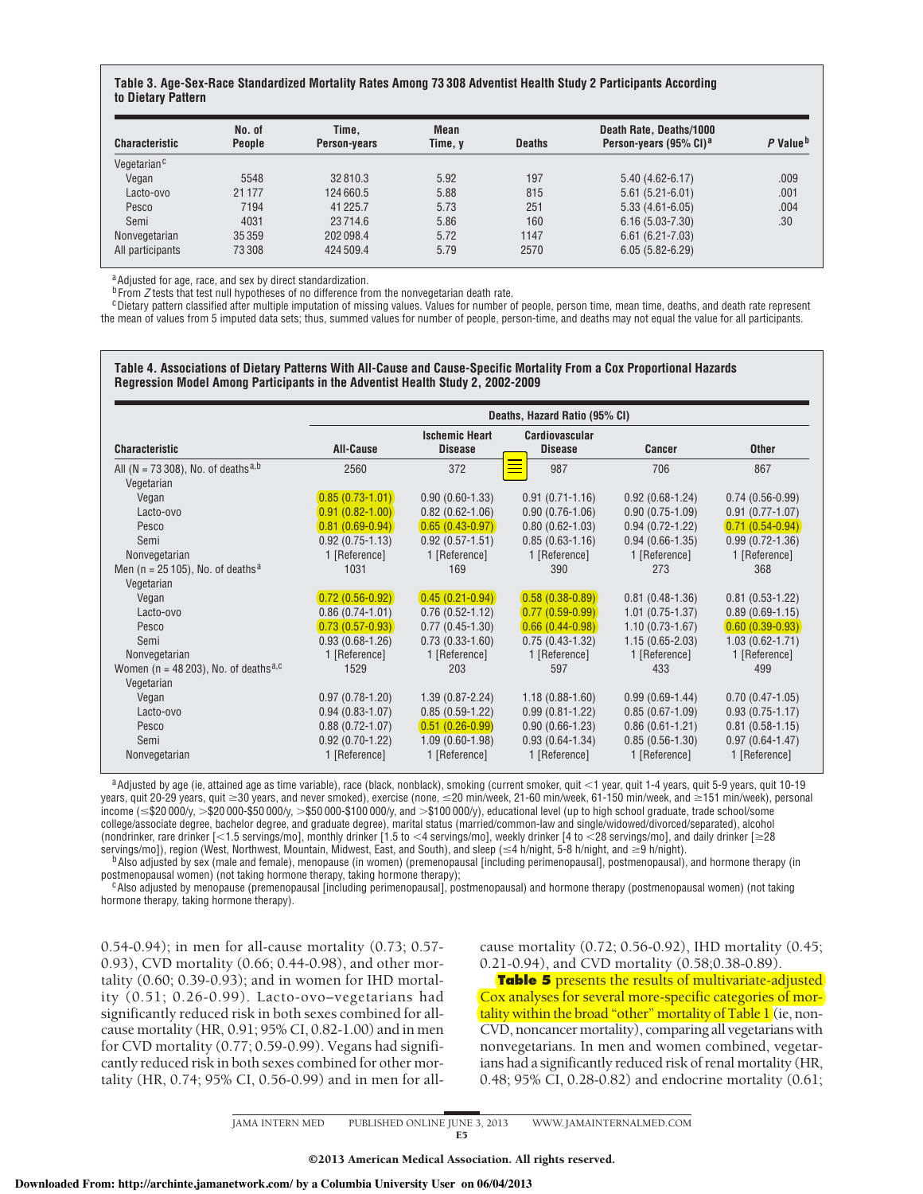**Table 3. Age-Sex-Race Standardized Mortality Rates Among 73 308 Adventist Health Study 2 Participants According to Dietary Pattern**

| Characteristic | No. of People | Time, Person-years | Mean Time, y | Deaths | Death Rate, Deaths/1000 Person-years (95% CI)[a] | P Value[b] |
|---|---|---|---|---|---|---|
| Vegetarian[c] | | | | | | |
| Vegan | 5548 | 32 810.3 | 5.92 | 197 | 5.40 (4.62-6.17) | .009 |
| Lacto-ovo | 21 177 | 124 660.5 | 5.88 | 815 | 5.61 (5.21-6.01) | .001 |
| Pesco | 7194 | 41 225.7 | 5.73 | 251 | 5.33 (4.61-6.05) | .004 |
| Semi | 4031 | 23 714.6 | 5.86 | 160 | 6.16 (5.03-7.30) | .30 |
| Nonvegetarian | 35 359 | 202 098.4 | 5.72 | 1147 | 6.61 (6.21-7.03) | |
| All participants | 73 308 | 424 509.4 | 5.79 | 2570 | 6.05 (5.82-6.29) | |

[a] Adjusted for age, race, and sex by direct standardization.
[b] From Z tests that test null hypotheses of no difference from the nonvegetarian death rate.
[c] Dietary pattern classified after multiple imputation of missing values. Values for number of people, person time, mean time, deaths, and death rate represent the mean of values from 5 imputed data sets; thus, summed values for number of people, person-time, and deaths may not equal the value for all participants.

**Table 4. Associations of Dietary Patterns With All-Cause and Cause-Specific Mortality From a Cox Proportional Hazards Regression Model Among Participants in the Adventist Health Study 2, 2002-2009**

| | Deaths, Hazard Ratio (95% CI) | | | | |
|---|---|---|---|---|---|
| Characteristic | All-Cause | Ischemic Heart Disease | Cardiovascular Disease | Cancer | Other |
| All (N = 73 308), No. of deaths[a,b] | 2560 | 372 | 987 | 706 | 867 |
| Vegetarian | | | | | |
| Vegan | 0.85 (0.73-1.01) | 0.90 (0.60-1.33) | 0.91 (0.71-1.16) | 0.92 (0.68-1.24) | 0.74 (0.56-0.99) |
| Lacto-ovo | 0.91 (0.82-1.00) | 0.82 (0.62-1.06) | 0.90 (0.76-1.06) | 0.90 (0.75-1.09) | 0.91 (0.77-1.07) |
| Pesco | 0.81 (0.69-0.94) | 0.65 (0.43-0.97) | 0.80 (0.62-1.03) | 0.94 (0.72-1.22) | 0.71 (0.54-0.94) |
| Semi | 0.92 (0.75-1.13) | 0.92 (0.57-1.51) | 0.85 (0.63-1.16) | 0.94 (0.66-1.35) | 0.99 (0.72-1.36) |
| Nonvegetarian | 1 [Reference] | 1 [Reference] | 1 [Reference] | 1 [Reference] | 1 [Reference] |
| Men (n = 25 105), No. of deaths[a] | 1031 | 169 | 390 | 273 | 368 |
| Vegetarian | | | | | |
| Vegan | 0.72 (0.56-0.92) | 0.45 (0.21-0.94) | 0.58 (0.38-0.89) | 0.81 (0.48-1.36) | 0.81 (0.53-1.22) |
| Lacto-ovo | 0.86 (0.74-1.01) | 0.76 (0.52-1.12) | 0.77 (0.59-0.99) | 1.01 (0.75-1.37) | 0.89 (0.69-1.15) |
| Pesco | 0.73 (0.57-0.93) | 0.77 (0.45-1.30) | 0.66 (0.44-0.98) | 1.10 (0.73-1.67) | 0.60 (0.39-0.93) |
| Semi | 0.93 (0.68-1.26) | 0.73 (0.33-1.60) | 0.75 (0.43-1.32) | 1.15 (0.65-2.03) | 1.03 (0.62-1.71) |
| Nonvegetarian | 1 [Reference] | 1 [Reference] | 1 [Reference] | 1 [Reference] | 1 [Reference] |
| Women (n = 48 203), No. of deaths[a,c] | 1529 | 203 | 597 | 433 | 499 |
| Vegetarian | | | | | |
| Vegan | 0.97 (0.78-1.20) | 1.39 (0.87-2.24) | 1.18 (0.88-1.60) | 0.99 (0.69-1.44) | 0.70 (0.47-1.05) |
| Lacto-ovo | 0.94 (0.83-1.07) | 0.85 (0.59-1.22) | 0.99 (0.81-1.22) | 0.85 (0.67-1.09) | 0.93 (0.75-1.17) |
| Pesco | 0.88 (0.72-1.07) | 0.51 (0.26-0.99) | 0.90 (0.66-1.23) | 0.86 (0.61-1.21) | 0.81 (0.58-1.15) |
| Semi | 0.92 (0.70-1.22) | 1.09 (0.60-1.98) | 0.93 (0.64-1.34) | 0.85 (0.56-1.30) | 0.97 (0.64-1.47) |
| Nonvegetarian | 1 [Reference] | 1 [Reference] | 1 [Reference] | 1 [Reference] | 1 [Reference] |

[a] Adjusted by age (ie, attained age as time variable), race (black, nonblack), smoking (current smoker, quit <1 year, quit 1-4 years, quit 5-9 years, quit 10-19 years, quit 20-29 years, quit ≥30 years, and never smoked), exercise (none, ≤20 min/week, 21-60 min/week, 61-150 min/week, and ≥151 min/week), personal income (≤\$20 000/y, >\$20 000-\$50 000/y, >\$50 000-\$100 000/y, and >\$100 000/y), educational level (up to high school graduate, trade school/some college/associate degree, bachelor degree, and graduate degree), marital status (married/common-law and single/widowed/divorced/separated), alcohol (nondrinker, rare drinker [<1.5 servings/mo], monthly drinker [1.5 to <4 servings/mo], weekly drinker [4 to <28 servings/mo], and daily drinker [≥28 servings/mo]), region (West, Northwest, Mountain, Midwest, East, and South), and sleep (≤4 h/night, 5-8 h/night, and ≥9 h/night).
[b] Also adjusted by sex (male and female), menopause (in women) (premenopausal [including perimenopausal], postmenopausal), and hormone therapy (in postmenopausal women) (not taking hormone therapy, taking hormone therapy);
[c] Also adjusted by menopause (premenopausal [including perimenopausal], postmenopausal) and hormone therapy (postmenopausal women) (not taking hormone therapy, taking hormone therapy).

0.54-0.94); in men for all-cause mortality (0.73; 0.57-0.93), CVD mortality (0.66; 0.44-0.98), and other mortality (0.60; 0.39-0.93); and in women for IHD mortality (0.51; 0.26-0.99). Lacto-ovo–vegetarians had significantly reduced risk in both sexes combined for all-cause mortality (HR, 0.91; 95% CI, 0.82-1.00) and in men for CVD mortality (0.77; 0.59-0.99). Vegans had significantly reduced risk in both sexes combined for other mortality (HR, 0.74; 95% CI, 0.56-0.99) and in men for all-cause mortality (0.72; 0.56-0.92), IHD mortality (0.45; 0.21-0.94), and CVD mortality (0.58;0.38-0.89).

**Table 5** presents the results of multivariate-adjusted Cox analyses for several more-specific categories of mortality within the broad "other" mortality of Table 1 (ie, non-CVD, noncancer mortality), comparing all vegetarians with nonvegetarians. In men and women combined, vegetarians had a significantly reduced risk of renal mortality (HR, 0.48; 95% CI, 0.28-0.82) and endocrine mortality (0.61;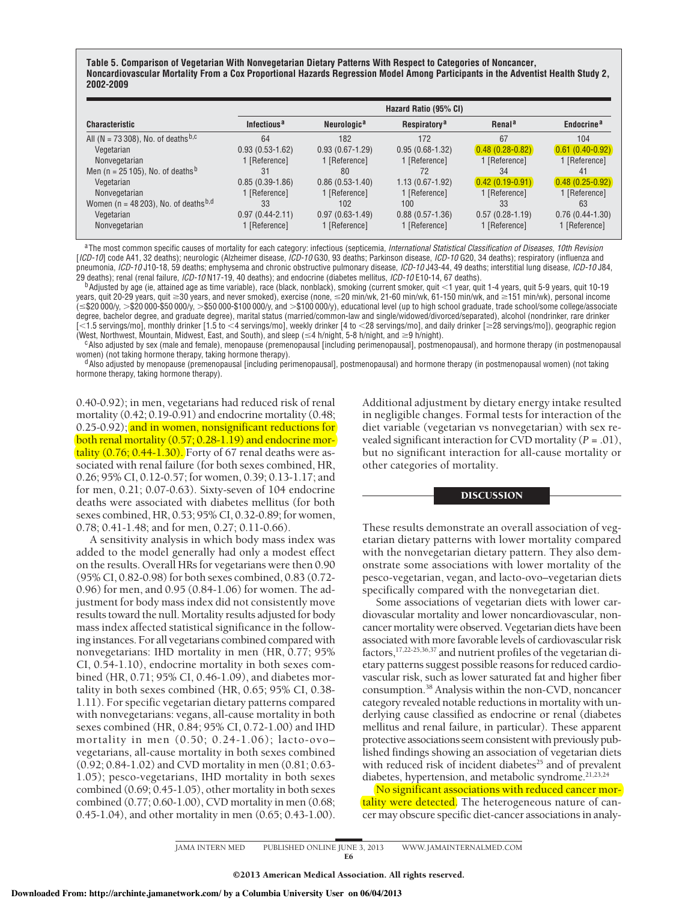**Table 5. Comparison of Vegetarian With Nonvegetarian Dietary Patterns With Respect to Categories of Noncancer, Noncardiovascular Mortality From a Cox Proportional Hazards Regression Model Among Participants in the Adventist Health Study 2, 2002-2009**

| Characteristic | Hazard Ratio (95% CI) | | | | |
|---|---|---|---|---|---|
| | Infectious[a] | Neurologic[a] | Respiratory[a] | Renal[a] | Endocrine[a] |
| All (N = 73 308), No. of deaths[b,c] | 64 | 182 | 172 | 67 | 104 |
| Vegetarian | 0.93 (0.53-1.62) | 0.93 (0.67-1.29) | 0.95 (0.68-1.32) | 0.48 (0.28-0.82) | 0.61 (0.40-0.92) |
| Nonvegetarian | 1 [Reference] | 1 [Reference] | 1 [Reference] | 1 [Reference] | 1 [Reference] |
| Men (n = 25 105), No. of deaths[b] | 31 | 80 | 72 | 34 | 41 |
| Vegetarian | 0.85 (0.39-1.86) | 0.86 (0.53-1.40) | 1.13 (0.67-1.92) | 0.42 (0.19-0.91) | 0.48 (0.25-0.92) |
| Nonvegetarian | 1 [Reference] | 1 [Reference] | 1 [Reference] | 1 [Reference] | 1 [Reference] |
| Women (n = 48 203), No. of deaths[b,d] | 33 | 102 | 100 | 33 | 63 |
| Vegetarian | 0.97 (0.44-2.11) | 0.97 (0.63-1.49) | 0.88 (0.57-1.36) | 0.57 (0.28-1.19) | 0.76 (0.44-1.30) |
| Nonvegetarian | 1 [Reference] | 1 [Reference] | 1 [Reference] | 1 [Reference] | 1 [Reference] |

[a] The most common specific causes of mortality for each category: infectious (septicemia, *International Statistical Classification of Diseases, 10th Revision* [*ICD-10*] code A41, 32 deaths); neurologic (Alzheimer disease, *ICD-10* G30, 93 deaths; Parkinson disease, *ICD-10* G20, 34 deaths); respiratory (influenza and pneumonia, *ICD-10* J10-18, 59 deaths; emphysema and chronic obstructive pulmonary disease, *ICD-10* J43-44, 49 deaths; interstitial lung disease, *ICD-10* J84, 29 deaths); renal (renal failure, *ICD-10* N17-19, 40 deaths); and endocrine (diabetes mellitus, *ICD-10* E10-14, 67 deaths).

[b] Adjusted by age (ie, attained age as time variable), race (black, nonblack), smoking (current smoker, quit <1 year, quit 1-4 years, quit 5-9 years, quit 10-19 years, quit 20-29 years, quit ≥30 years, and never smoked), exercise (none, ≤20 min/wk, 21-60 min/wk, 61-150 min/wk, and ≥151 min/wk), personal income (≤\$20 000/y, >\$20 000-\$50 000/y, >\$50 000-\$100 000/y, and >\$100 000/y), educational level (up to high school graduate, trade school/some college/associate degree, bachelor degree, and graduate degree), marital status (married/common-law and single/widowed/divorced/separated), alcohol (nondrinker, rare drinker [<1.5 servings/mo], monthly drinker [1.5 to <4 servings/mo], weekly drinker [4 to <28 servings/mo], and daily drinker [≥28 servings/mo]), geographic region (West, Northwest, Mountain, Midwest, East, and South), and sleep (≤4 h/night, 5-8 h/night, and ≥9 h/night).

[c] Also adjusted by sex (male and female), menopause (premenopausal [including perimenopausal], postmenopausal), and hormone therapy (in postmenopausal women) (not taking hormone therapy, taking hormone therapy).

[d] Also adjusted by menopause (premenopausal [including perimenopausal], postmenopausal) and hormone therapy (in postmenopausal women) (not taking hormone therapy, taking hormone therapy).

0.40-0.92); in men, vegetarians had reduced risk of renal mortality (0.42; 0.19-0.91) and endocrine mortality (0.48; 0.25-0.92); and in women, nonsignificant reductions for both renal mortality (0.57; 0.28-1.19) and endocrine mortality (0.76; 0.44-1.30). Forty of 67 renal deaths were associated with renal failure (for both sexes combined, HR, 0.26; 95% CI, 0.12-0.57; for women, 0.39; 0.13-1.17; and for men, 0.21; 0.07-0.63). Sixty-seven of 104 endocrine deaths were associated with diabetes mellitus (for both sexes combined, HR, 0.53; 95% CI, 0.32-0.89; for women, 0.78; 0.41-1.48; and for men, 0.27; 0.11-0.66).

A sensitivity analysis in which body mass index was added to the model generally had only a modest effect on the results. Overall HRs for vegetarians were then 0.90 (95% CI, 0.82-0.98) for both sexes combined, 0.83 (0.72-0.96) for men, and 0.95 (0.84-1.06) for women. The adjustment for body mass index did not consistently move results toward the null. Mortality results adjusted for body mass index affected statistical significance in the following instances. For all vegetarians combined compared with nonvegetarians: IHD mortality in men (HR, 0.77; 95% CI, 0.54-1.10), endocrine mortality in both sexes combined (HR, 0.71; 95% CI, 0.46-1.09), and diabetes mortality in both sexes combined (HR, 0.65; 95% CI, 0.38-1.11). For specific vegetarian dietary patterns compared with nonvegetarians: vegans, all-cause mortality in both sexes combined (HR, 0.84; 95% CI, 0.72-1.00) and IHD mortality in men (0.50; 0.24-1.06); lacto-ovo–vegetarians, all-cause mortality in both sexes combined (0.92; 0.84-1.02) and CVD mortality in men (0.81; 0.63-1.05); pesco-vegetarians, IHD mortality in both sexes combined (0.69; 0.45-1.05), other mortality in both sexes combined (0.77; 0.60-1.00), CVD mortality in men (0.68; 0.45-1.04), and other mortality in men (0.65; 0.43-1.00). Additional adjustment by dietary energy intake resulted in negligible changes. Formal tests for interaction of the diet variable (vegetarian vs nonvegetarian) with sex revealed significant interaction for CVD mortality ($P = .01$), but no significant interaction for all-cause mortality or other categories of mortality.

## DISCUSSION

These results demonstrate an overall association of vegetarian dietary patterns with lower mortality compared with the nonvegetarian dietary pattern. They also demonstrate some associations with lower mortality of the pesco-vegetarian, vegan, and lacto-ovo–vegetarian diets specifically compared with the nonvegetarian diet.

Some associations of vegetarian diets with lower cardiovascular mortality and lower noncardiovascular, noncancer mortality were observed. Vegetarian diets have been associated with more favorable levels of cardiovascular risk factors,[17,22-25,36,37] and nutrient profiles of the vegetarian dietary patterns suggest possible reasons for reduced cardiovascular risk, such as lower saturated fat and higher fiber consumption.[38] Analysis within the non-CVD, noncancer category revealed notable reductions in mortality with underlying cause classified as endocrine or renal (diabetes mellitus and renal failure, in particular). These apparent protective associations seem consistent with previously published findings showing an association of vegetarian diets with reduced risk of incident diabetes[25] and of prevalent diabetes, hypertension, and metabolic syndrome.[21,23,24]

No significant associations with reduced cancer mortality were detected. The heterogeneous nature of cancer may obscure specific diet-cancer associations in analy-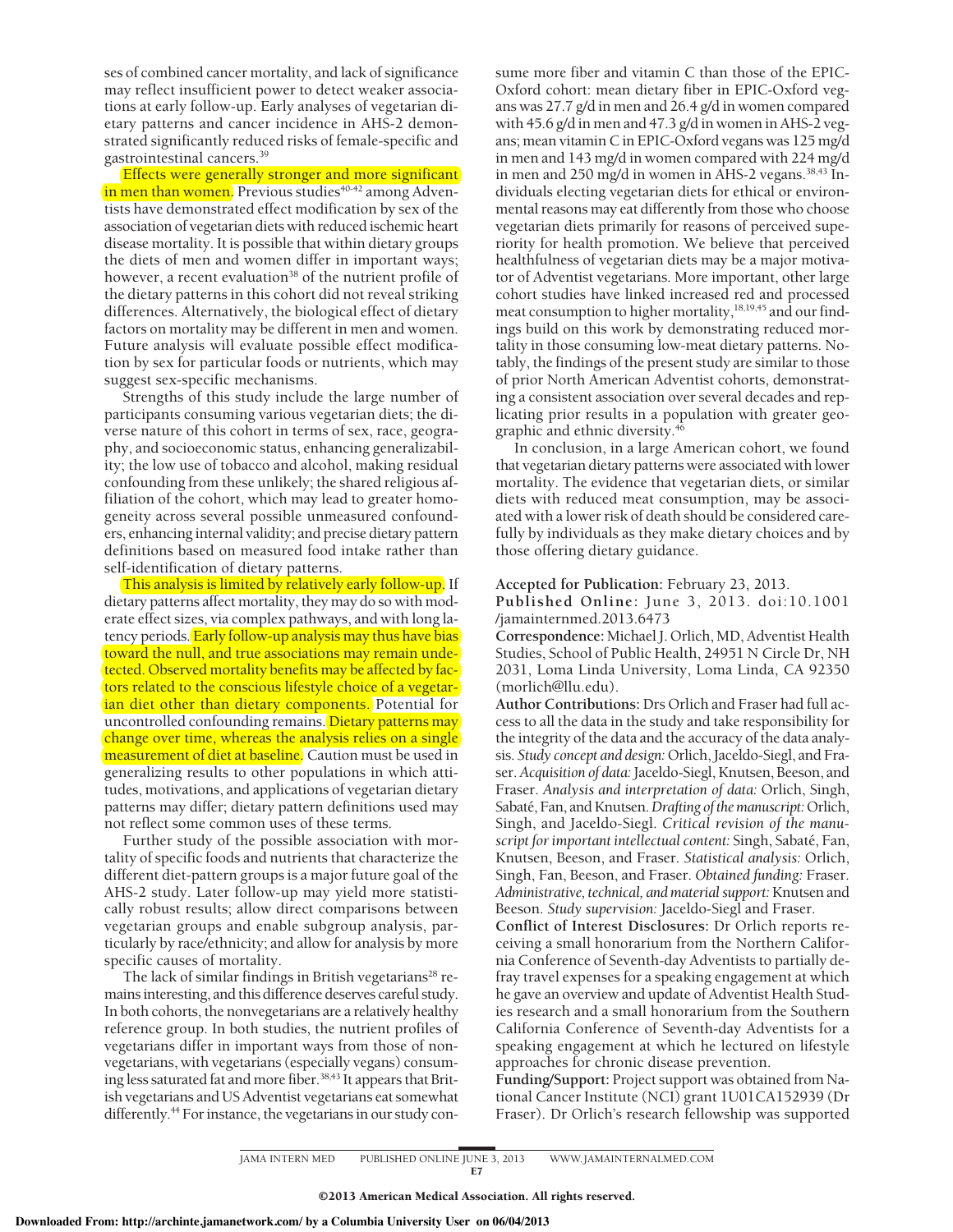ses of combined cancer mortality, and lack of significance may reflect insufficient power to detect weaker associations at early follow-up. Early analyses of vegetarian dietary patterns and cancer incidence in AHS-2 demonstrated significantly reduced risks of female-specific and gastrointestinal cancers.[39]

Effects were generally stronger and more significant in men than women. Previous studies[40-42] among Adventists have demonstrated effect modification by sex of the association of vegetarian diets with reduced ischemic heart disease mortality. It is possible that within dietary groups the diets of men and women differ in important ways; however, a recent evaluation[38] of the nutrient profile of the dietary patterns in this cohort did not reveal striking differences. Alternatively, the biological effect of dietary factors on mortality may be different in men and women. Future analysis will evaluate possible effect modification by sex for particular foods or nutrients, which may suggest sex-specific mechanisms.

Strengths of this study include the large number of participants consuming various vegetarian diets; the diverse nature of this cohort in terms of sex, race, geography, and socioeconomic status, enhancing generalizability; the low use of tobacco and alcohol, making residual confounding from these unlikely; the shared religious affiliation of the cohort, which may lead to greater homogeneity across several possible unmeasured confounders, enhancing internal validity; and precise dietary pattern definitions based on measured food intake rather than self-identification of dietary patterns.

This analysis is limited by relatively early follow-up. If dietary patterns affect mortality, they may do so with moderate effect sizes, via complex pathways, and with long latency periods. Early follow-up analysis may thus have bias toward the null, and true associations may remain undetected. Observed mortality benefits may be affected by factors related to the conscious lifestyle choice of a vegetarian diet other than dietary components. Potential for uncontrolled confounding remains. Dietary patterns may change over time, whereas the analysis relies on a single measurement of diet at baseline. Caution must be used in generalizing results to other populations in which attitudes, motivations, and applications of vegetarian dietary patterns may differ; dietary pattern definitions used may not reflect some common uses of these terms.

Further study of the possible association with mortality of specific foods and nutrients that characterize the different diet-pattern groups is a major future goal of the AHS-2 study. Later follow-up may yield more statistically robust results; allow direct comparisons between vegetarian groups and enable subgroup analysis, particularly by race/ethnicity; and allow for analysis by more specific causes of mortality.

The lack of similar findings in British vegetarians[28] remains interesting, and this difference deserves careful study. In both cohorts, the nonvegetarians are a relatively healthy reference group. In both studies, the nutrient profiles of vegetarians differ in important ways from those of nonvegetarians, with vegetarians (especially vegans) consuming less saturated fat and more fiber.[38,43] It appears that British vegetarians and US Adventist vegetarians eat somewhat differently.[44] For instance, the vegetarians in our study consume more fiber and vitamin C than those of the EPIC-Oxford cohort: mean dietary fiber in EPIC-Oxford vegans was 27.7 g/d in men and 26.4 g/d in women compared with 45.6 g/d in men and 47.3 g/d in women in AHS-2 vegans; mean vitamin C in EPIC-Oxford vegans was 125 mg/d in men and 143 mg/d in women compared with 224 mg/d in men and 250 mg/d in women in AHS-2 vegans.[38,43] Individuals electing vegetarian diets for ethical or environmental reasons may eat differently from those who choose vegetarian diets primarily for reasons of perceived superiority for health promotion. We believe that perceived healthfulness of vegetarian diets may be a major motivator of Adventist vegetarians. More important, other large cohort studies have linked increased red and processed meat consumption to higher mortality,[18,19,45] and our findings build on this work by demonstrating reduced mortality in those consuming low-meat dietary patterns. Notably, the findings of the present study are similar to those of prior North American Adventist cohorts, demonstrating a consistent association over several decades and replicating prior results in a population with greater geographic and ethnic diversity.[46]

In conclusion, in a large American cohort, we found that vegetarian dietary patterns were associated with lower mortality. The evidence that vegetarian diets, or similar diets with reduced meat consumption, may be associated with a lower risk of death should be considered carefully by individuals as they make dietary choices and by those offering dietary guidance.

**Accepted for Publication:** February 23, 2013.

**Published Online:** June 3, 2013. doi:10.1001/jamainternmed.2013.6473

**Correspondence:** Michael J. Orlich, MD, Adventist Health Studies, School of Public Health, 24951 N Circle Dr, NH 2031, Loma Linda University, Loma Linda, CA 92350 (morlich@llu.edu).

**Author Contributions:** Drs Orlich and Fraser had full access to all the data in the study and take responsibility for the integrity of the data and the accuracy of the data analysis. *Study concept and design:* Orlich, Jaceldo-Siegl, and Fraser. *Acquisition of data:* Jaceldo-Siegl, Knutsen, Beeson, and Fraser. *Analysis and interpretation of data:* Orlich, Singh, Sabaté, Fan, and Knutsen. *Drafting of the manuscript:* Orlich, Singh, and Jaceldo-Siegl. *Critical revision of the manuscript for important intellectual content:* Singh, Sabaté, Fan, Knutsen, Beeson, and Fraser. *Statistical analysis:* Orlich, Singh, Fan, Beeson, and Fraser. *Obtained funding:* Fraser. *Administrative, technical, and material support:* Knutsen and Beeson. *Study supervision:* Jaceldo-Siegl and Fraser.

**Conflict of Interest Disclosures:** Dr Orlich reports receiving a small honorarium from the Northern California Conference of Seventh-day Adventists to partially defray travel expenses for a speaking engagement at which he gave an overview and update of Adventist Health Studies research and a small honorarium from the Southern California Conference of Seventh-day Adventists for a speaking engagement at which he lectured on lifestyle approaches for chronic disease prevention.

**Funding/Support:** Project support was obtained from National Cancer Institute (NCI) grant 1U01CA152939 (Dr Fraser). Dr Orlich's research fellowship was supported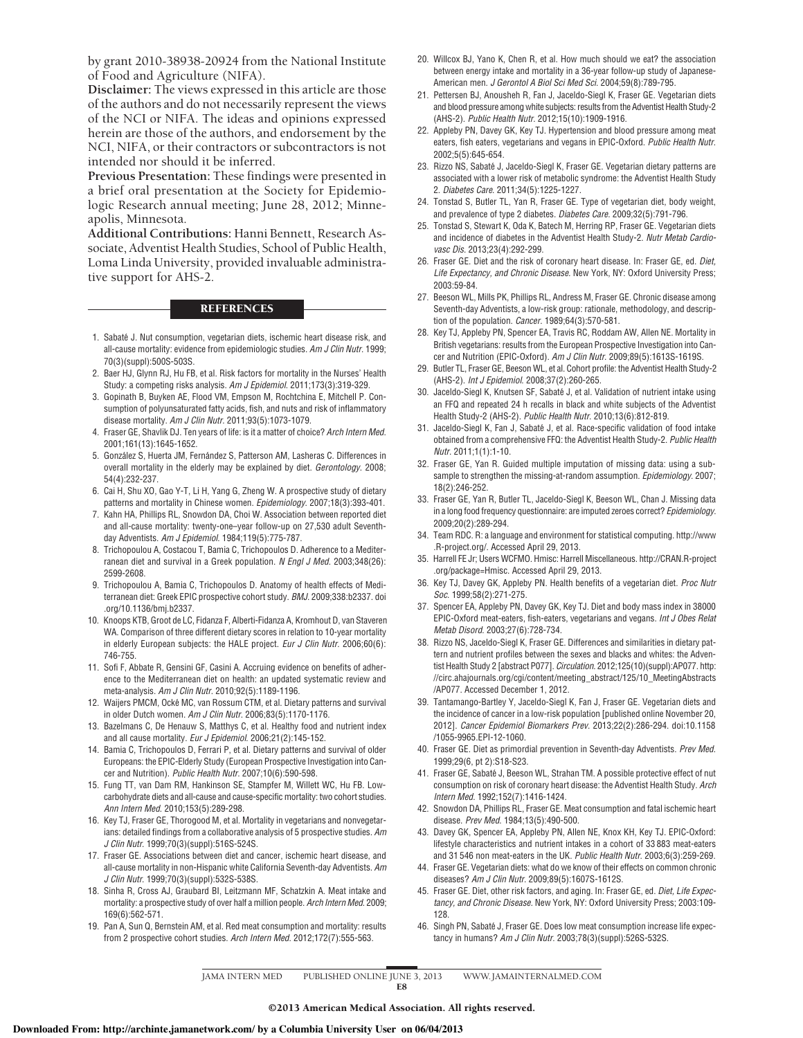by grant 2010-38938-20924 from the National Institute of Food and Agriculture (NIFA).

**Disclaimer**: The views expressed in this article are those of the authors and do not necessarily represent the views of the NCI or NIFA. The ideas and opinions expressed herein are those of the authors, and endorsement by the NCI, NIFA, or their contractors or subcontractors is not intended nor should it be inferred.

**Previous Presentation**: These findings were presented in a brief oral presentation at the Society for Epidemiologic Research annual meeting; June 28, 2012; Minneapolis, Minnesota.

**Additional Contributions**: Hanni Bennett, Research Associate, Adventist Health Studies, School of Public Health, Loma Linda University, provided invaluable administrative support for AHS-2.

## REFERENCES

1. Sabaté J. Nut consumption, vegetarian diets, ischemic heart disease risk, and all-cause mortality: evidence from epidemiologic studies. *Am J Clin Nutr*. 1999; 70(3)(suppl):500S-503S.
2. Baer HJ, Glynn RJ, Hu FB, et al. Risk factors for mortality in the Nurses' Health Study: a competing risks analysis. *Am J Epidemiol*. 2011;173(3):319-329.
3. Gopinath B, Buyken AE, Flood VM, Empson M, Rochtchina E, Mitchell P. Consumption of polyunsaturated fatty acids, fish, and nuts and risk of inflammatory disease mortality. *Am J Clin Nutr*. 2011;93(5):1073-1079.
4. Fraser GE, Shavlik DJ. Ten years of life: is it a matter of choice? *Arch Intern Med*. 2001;161(13):1645-1652.
5. González S, Huerta JM, Fernández S, Patterson AM, Lasheras C. Differences in overall mortality in the elderly may be explained by diet. *Gerontology*. 2008; 54(4):232-237.
6. Cai H, Shu XO, Gao Y-T, Li H, Yang G, Zheng W. A prospective study of dietary patterns and mortality in Chinese women. *Epidemiology*. 2007;18(3):393-401.
7. Kahn HA, Phillips RL, Snowdon DA, Choi W. Association between reported diet and all-cause mortality: twenty-one–year follow-up on 27,530 adult Seventh-day Adventists. *Am J Epidemiol*. 1984;119(5):775-787.
8. Trichopoulou A, Costacou T, Bamia C, Trichopoulos D. Adherence to a Mediterranean diet and survival in a Greek population. *N Engl J Med*. 2003;348(26): 2599-2608.
9. Trichopoulou A, Bamia C, Trichopoulos D. Anatomy of health effects of Mediterranean diet: Greek EPIC prospective cohort study. *BMJ*. 2009;338:b2337. doi .org/10.1136/bmj.b2337.
10. Knoops KTB, Groot de LC, Fidanza F, Alberti-Fidanza A, Kromhout D, van Staveren WA. Comparison of three different dietary scores in relation to 10-year mortality in elderly European subjects: the HALE project. *Eur J Clin Nutr*. 2006;60(6): 746-755.
11. Sofi F, Abbate R, Gensini GF, Casini A. Accruing evidence on benefits of adherence to the Mediterranean diet on health: an updated systematic review and meta-analysis. *Am J Clin Nutr*. 2010;92(5):1189-1196.
12. Waijers PMCM, Ocké MC, van Rossum CTM, et al. Dietary patterns and survival in older Dutch women. *Am J Clin Nutr*. 2006;83(5):1170-1176.
13. Bazelmans C, De Henauw S, Matthys C, et al. Healthy food and nutrient index and all cause mortality. *Eur J Epidemiol*. 2006;21(2):145-152.
14. Bamia C, Trichopoulos D, Ferrari P, et al. Dietary patterns and survival of older Europeans: the EPIC-Elderly Study (European Prospective Investigation into Cancer and Nutrition). *Public Health Nutr*. 2007;10(6):590-598.
15. Fung TT, van Dam RM, Hankinson SE, Stampfer M, Willett WC, Hu FB. Low-carbohydrate diets and all-cause and cause-specific mortality: two cohort studies. *Ann Intern Med*. 2010;153(5):289-298.
16. Key TJ, Fraser GE, Thorogood M, et al. Mortality in vegetarians and nonvegetarians: detailed findings from a collaborative analysis of 5 prospective studies. *Am J Clin Nutr*. 1999;70(3)(suppl):516S-524S.
17. Fraser GE. Associations between diet and cancer, ischemic heart disease, and all-cause mortality in non-Hispanic white California Seventh-day Adventists. *Am J Clin Nutr*. 1999;70(3)(suppl):532S-538S.
18. Sinha R, Cross AJ, Graubard BI, Leitzmann MF, Schatzkin A. Meat intake and mortality: a prospective study of over half a million people. *Arch Intern Med*. 2009; 169(6):562-571.
19. Pan A, Sun Q, Bernstein AM, et al. Red meat consumption and mortality: results from 2 prospective cohort studies. *Arch Intern Med*. 2012;172(7):555-563.
20. Willcox BJ, Yano K, Chen R, et al. How much should we eat? the association between energy intake and mortality in a 36-year follow-up study of Japanese-American men. *J Gerontol A Biol Sci Med Sci*. 2004;59(8):789-795.
21. Pettersen BJ, Anousheh R, Fan J, Jaceldo-Siegl K, Fraser GE. Vegetarian diets and blood pressure among white subjects: results from the Adventist Health Study-2 (AHS-2). *Public Health Nutr*. 2012;15(10):1909-1916.
22. Appleby PN, Davey GK, Key TJ. Hypertension and blood pressure among meat eaters, fish eaters, vegetarians and vegans in EPIC-Oxford. *Public Health Nutr*. 2002;5(5):645-654.
23. Rizzo NS, Sabaté J, Jaceldo-Siegl K, Fraser GE. Vegetarian dietary patterns are associated with a lower risk of metabolic syndrome: the Adventist Health Study 2. *Diabetes Care*. 2011;34(5):1225-1227.
24. Tonstad S, Butler TL, Yan R, Fraser GE. Type of vegetarian diet, body weight, and prevalence of type 2 diabetes. *Diabetes Care*. 2009;32(5):791-796.
25. Tonstad S, Stewart K, Oda K, Batech M, Herring RP, Fraser GE. Vegetarian diets and incidence of diabetes in the Adventist Health Study-2. *Nutr Metab Cardiovasc Dis*. 2013;23(4):292-299.
26. Fraser GE. Diet and the risk of coronary heart disease. In: Fraser GE, ed. *Diet, Life Expectancy, and Chronic Disease*. New York, NY: Oxford University Press; 2003:59-84.
27. Beeson WL, Mills PK, Phillips RL, Andress M, Fraser GE. Chronic disease among Seventh-day Adventists, a low-risk group: rationale, methodology, and description of the population. *Cancer*. 1989;64(3):570-581.
28. Key TJ, Appleby PN, Spencer EA, Travis RC, Roddam AW, Allen NE. Mortality in British vegetarians: results from the European Prospective Investigation into Cancer and Nutrition (EPIC-Oxford). *Am J Clin Nutr*. 2009;89(5):1613S-1619S.
29. Butler TL, Fraser GE, Beeson WL, et al. Cohort profile: the Adventist Health Study-2 (AHS-2). *Int J Epidemiol*. 2008;37(2):260-265.
30. Jaceldo-Siegl K, Knutsen SF, Sabaté J, et al. Validation of nutrient intake using an FFQ and repeated 24 h recalls in black and white subjects of the Adventist Health Study-2 (AHS-2). *Public Health Nutr*. 2010;13(6):812-819.
31. Jaceldo-Siegl K, Fan J, Sabaté J, et al. Race-specific validation of food intake obtained from a comprehensive FFQ: the Adventist Health Study-2. *Public Health Nutr*. 2011;1(1):1-10.
32. Fraser GE, Yan R. Guided multiple imputation of missing data: using a subsample to strengthen the missing-at-random assumption. *Epidemiology*. 2007; 18(2):246-252.
33. Fraser GE, Yan R, Butler TL, Jaceldo-Siegl K, Beeson WL, Chan J. Missing data in a long food frequency questionnaire: are imputed zeroes correct? *Epidemiology*. 2009;20(2):289-294.
34. Team RDC. R: a language and environment for statistical computing. http://www .R-project.org/. Accessed April 29, 2013.
35. Harrell FE Jr; Users WCFMO. Hmisc: Harrell Miscellaneous. http://CRAN.R-project .org/package=Hmisc. Accessed April 29, 2013.
36. Key TJ, Davey GK, Appleby PN. Health benefits of a vegetarian diet. *Proc Nutr Soc*. 1999;58(2):271-275.
37. Spencer EA, Appleby PN, Davey GK, Key TJ. Diet and body mass index in 38000 EPIC-Oxford meat-eaters, fish-eaters, vegetarians and vegans. *Int J Obes Relat Metab Disord*. 2003;27(6):728-734.
38. Rizzo NS, Jaceldo-Siegl K, Fraser GE. Differences and similarities in dietary pattern and nutrient profiles between the sexes and blacks and whites: the Adventist Health Study 2 [abstract P077]. *Circulation*. 2012;125(10)(suppl):AP077. http: //circ.ahajournals.org/cgi/content/meeting_abstract/125/10_MeetingAbstracts /AP077. Accessed December 1, 2012.
39. Tantamango-Bartley Y, Jaceldo-Siegl K, Fan J, Fraser GE. Vegetarian diets and the incidence of cancer in a low-risk population [published online November 20, 2012]. *Cancer Epidemiol Biomarkers Prev*. 2013;22(2):286-294. doi:10.1158 /1055-9965.EPI-12-1060.
40. Fraser GE. Diet as primordial prevention in Seventh-day Adventists. *Prev Med*. 1999;29(6, pt 2):S18-S23.
41. Fraser GE, Sabaté J, Beeson WL, Strahan TM. A possible protective effect of nut consumption on risk of coronary heart disease: the Adventist Health Study. *Arch Intern Med*. 1992;152(7):1416-1424.
42. Snowdon DA, Phillips RL, Fraser GE. Meat consumption and fatal ischemic heart disease. *Prev Med*. 1984;13(5):490-500.
43. Davey GK, Spencer EA, Appleby PN, Allen NE, Knox KH, Key TJ. EPIC-Oxford: lifestyle characteristics and nutrient intakes in a cohort of 33 883 meat-eaters and 31 546 non meat-eaters in the UK. *Public Health Nutr*. 2003;6(3):259-269.
44. Fraser GE. Vegetarian diets: what do we know of their effects on common chronic diseases? *Am J Clin Nutr*. 2009;89(5):1607S-1612S.
45. Fraser GE. Diet, other risk factors, and aging. In: Fraser GE, ed. *Diet, Life Expectancy, and Chronic Disease*. New York, NY: Oxford University Press; 2003:109-128.
46. Singh PN, Sabaté J, Fraser GE. Does low meat consumption increase life expectancy in humans? *Am J Clin Nutr*. 2003;78(3)(suppl):526S-532S.